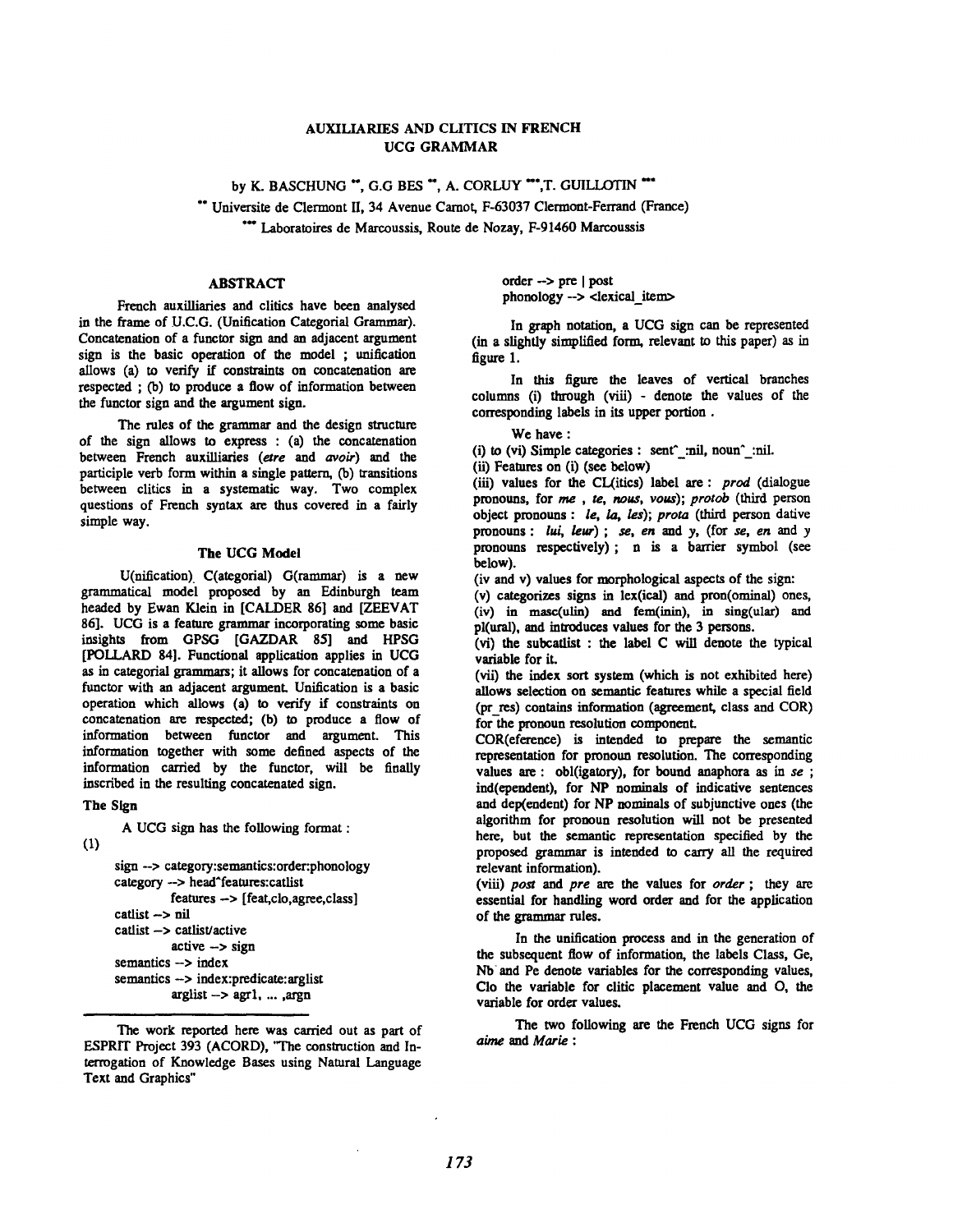# AUXILIARIES AND CLITICS IN FRENCH UCG GRAMMAR

by K. BASCHUNG **, G.G BES **, A. CORLUY ***, T. GUILLOTIN ***

** Universite de Clermont II, 34 Avenue Carnot, F-63037 Clermont-Ferrand (France)

*** Laboratoires de Marcoussis, Route de Nozay, F-91460 Marcoussis

## ABSTRACT

French auxilliaries and clitics have been analysed in the frame of U.C.G. (Unification Categorial Grammar). Concatenation of a functor sign and an adjacent argument sign is the basic operation of the model ; unification allows (a) to verify if constraints on concatenation are respected ; (b) to produce a flow of information between the functor sign and the argument sign.

The rules of the grammar and the design structure of the sign allows to express : (a) the concatenation between French auxilliaries (*etre* and *avoir*) and the participle verb form within a single pattern, (b) transitions between clitics in a systematic way. Two complex questions of French syntax are thus covered in a fairly simple way.

## The UCG Model

U(nification) C(ategorial) G(rammar) is a new grammatical model proposed by an Edinburgh team headed by Ewan Klein in [CALDER 86] and [ZEEVAT 86]. UCG is a feature grammar incorporating some basic insights from GPSG [GAZDAR 85] and HPSG [POLLARD 84]. Functional application applies in UCG as in categorial grammars; it allows for concatenation of a functor with an adjacent argument. Unification is a basic operation which allows (a) to verify if constraints on concatenation are respected; (b) to produce a flow of information between functor and argument. This information together with some defined aspects of the information carried by the functor, will be finally inscribed in the resulting concatenated sign.

### The Sign

A UCG sign has the following format :

(1)

```
sign --> category:semantics:order:phonology
category --> head^features:catlist
        features --> [feat,clo,agree,class]
catlist --> nil
catlist --> catlist/active
        active --> sign
semantics --> index
semantics --> index:predicate:arglist
        arglist --> agr1, ... ,argn
order --> pre | post
phonology --> <lexical_item>
```

In graph notation, a UCG sign can be represented (in a slightly simplified form, relevant to this paper) as in figure 1.

In this figure the leaves of vertical branches columns (i) through (viii) - denote the values of the corresponding labels in its upper portion .

We have :

(i) to (vi) Simple categories : sent^_:nil, noun^_:nil.

(ii) Features on (i) (see below)

(iii) values for the CL(itics) label are : *prod* (dialogue pronouns, for *me* , *te*, *nous*, *vous*); *protob* (third person object pronouns : *le*, *la*, *les*); *prota* (third person dative pronouns : *lui*, *leur*) ; *se*, *en* and y, (for *se*, *en* and y pronouns respectively) ; n is a barrier symbol (see below).

(iv and v) values for morphological aspects of the sign:

(v) categorizes signs in lex(ical) and pron(ominal) ones,

(iv) in masc(ulin) and fem(inin), in sing(ular) and pl(ural), and introduces values for the 3 persons.

(vi) the subcatlist : the label C will denote the typical variable for it.

(vii) the index sort system (which is not exhibited here) allows selection on semantic features while a special field (pr_res) contains information (agreement, class and COR) for the pronoun resolution component.

COR(eference) is intended to prepare the semantic representation for pronoun resolution. The corresponding values are : obl(igatory), for bound anaphora as in *se* ; ind(ependent), for NP nominals of indicative sentences and dep(endent) for NP nominals of subjunctive ones (the algorithm for pronoun resolution will not be presented here, but the semantic representation specified by the proposed grammar is intended to carry all the required relevant information).

(viii) *post* and *pre* are the values for *order* ; they are essential for handling word order and for the application of the grammar rules.

In the unification process and in the generation of the subsequent flow of information, the labels Class, Ge, Nb and Pe denote variables for the corresponding values, Clo the variable for clitic placement value and O, the variable for order values.

The two following are the French UCG signs for *aime* and *Marie* :

---

The work reported here was carried out as part of ESPRIT Project 393 (ACORD), "The construction and Interrogation of Knowledge Bases using Natural Language Text and Graphics"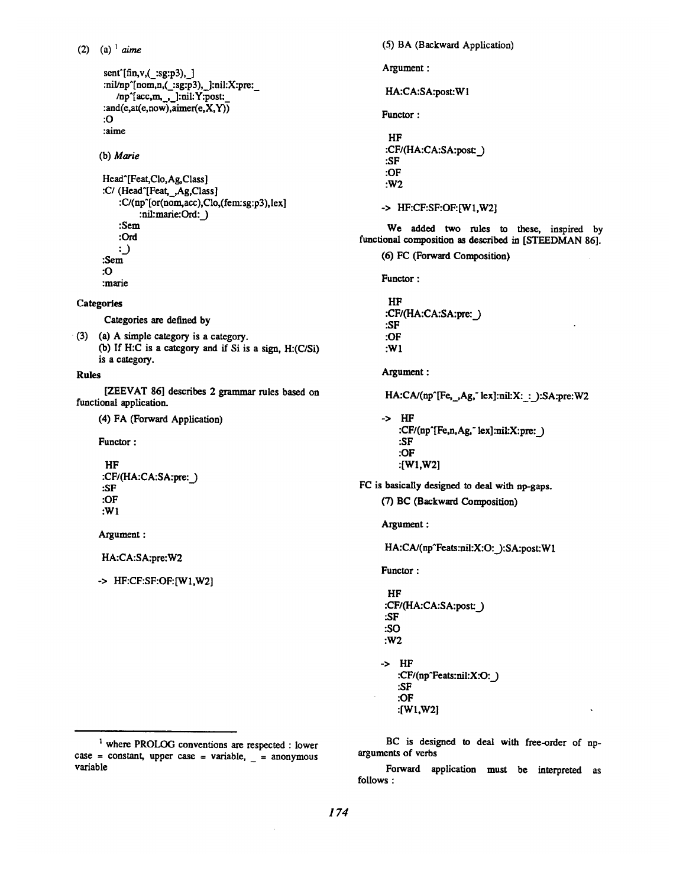(2) (a) [1] *aime*

```
sent^[fin,v,(_:sg:p3),_]
:nil/np^[nom,n,(_:sg:p3),_]:nil:X:pre:_
   /np^[acc,m,_,_]:nil:Y:post:_
:and(e,at(e,now),aimer(e,X,Y))
:O
:aime
```

(b) *Marie*

```
Head^[Feat,Clo,Ag,Class]
:C/ (Head^[Feat,_,Ag,Class]
    :C/(np^[or(nom,acc),Clo,(fem:sg:p3),lex]
         :nil:marie:Ord:_)
    :Sem
    :Ord
    :_)
:Sem
:O
:marie
```

**Categories**

Categories are defined by

(3) (a) A simple category is a category.
(b) If H:C is a category and if Si is a sign, H:(C/Si) is a category.

**Rules**

[ZEEVAT 86] describes 2 grammar rules based on functional application.

(4) FA (Forward Application)

Functor :

```
HF
:CF/(HA:CA:SA:pre:_)
:SF
:OF
:W1
```

Argument :

```
HA:CA:SA:pre:W2
```

```
-> HF:CF:SF:OF:[W1,W2]
```

(5) BA (Backward Application)

Argument :

```
HA:CA:SA:post:W1
```

Functor :

```
HF
:CF/(HA:CA:SA:post:_)
:SF
:OF
:W2
```

```
-> HF:CF:SF:OF:[W1,W2]
```

We added two rules to these, inspired by functional composition as described in [STEEDMAN 86].

(6) FC (Forward Composition)

Functor :

```
HF
:CF/(HA:CA:SA:pre:_)
:SF
:OF
:W1
```

Argument :

```
HA:CA/(np^[Fe,_,Ag,~lex]:nil:X:_:_):SA:pre:W2
```

```
-> HF
   :CF/(np^[Fe,n,Ag,~lex]:nil:X:pre:_)
   :SF
   :OF
   :[W1,W2]
```

FC is basically designed to deal with np-gaps.

(7) BC (Backward Composition)

Argument :

```
HA:CA/(np^Feats:nil:X:O:_):SA:post:W1
```

Functor :

```
HF
:CF/(HA:CA:SA:post:_)
:SF
:SO
:W2
```

```
-> HF
   :CF/(np^Feats:nil:X:O:_)
   :SF
   :OF
   :[W1,W2]
```

BC is designed to deal with free-order of np-arguments of verbs

Forward application must be interpreted as follows :

---

[1] where PROLOG conventions are respected : lower case = constant, upper case = variable, _ = anonymous variable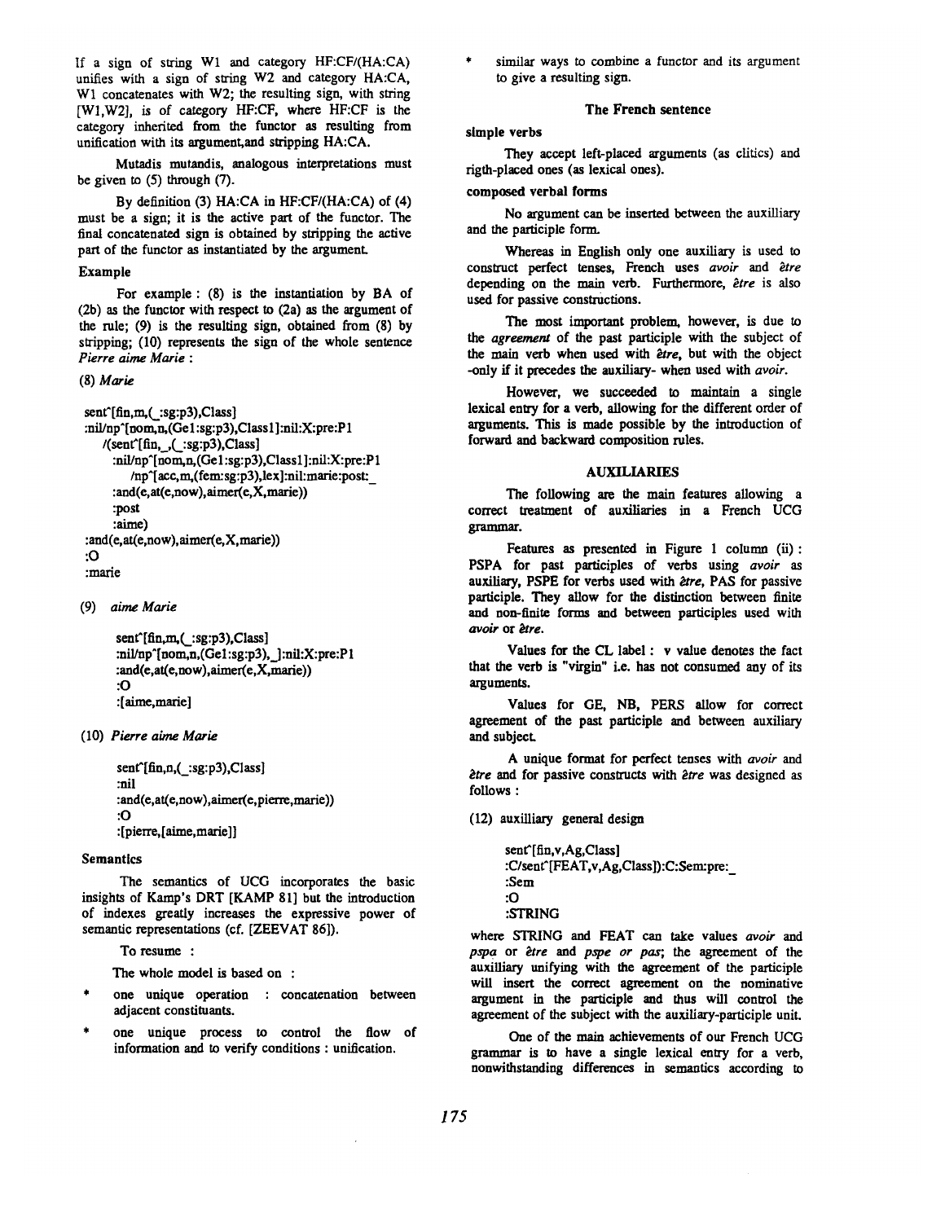If a sign of string W1 and category HF:CF/(HA:CA) unifies with a sign of string W2 and category HA:CA, W1 concatenates with W2; the resulting sign, with string [W1,W2], is of category HF:CF, where HF:CF is the category inherited from the functor as resulting from unification with its argument,and stripping HA:CA.

Mutadis mutandis, analogous interpretations must be given to (5) through (7).

By definition (3) HA:CA in HF:CF/(HA:CA) of (4) must be a sign; it is the active part of the functor. The final concatenated sign is obtained by stripping the active part of the functor as instantiated by the argument.

### Example

For example : (8) is the instantiation by BA of (2b) as the functor with respect to (2a) as the argument of the rule; (9) is the resulting sign, obtained from (8) by stripping; (10) represents the sign of the whole sentence *Pierre aime Marie* :

(8) *Marie*

```
sent^[fin,m,(_:sg:p3),Class]
:nil/np^[nom,n,(Ge1:sg:p3),Class1]:nil:X:pre:P1
   /(sent^[fin,_,(_:sg:p3),Class]
      :nil/np^[nom,n,(Ge1:sg:p3),Class1]:nil:X:pre:P1
         /np^[acc,m,(fem:sg:p3),lex]:nil:marie:post:_
      :and(e,at(e,now),aimer(e,X,marie))
      :post
      :aime)
:and(e,at(e,now),aimer(e,X,marie))
:O
:marie
```

(9) *aime Marie*

```
sent^[fin,m,(_:sg:p3),Class]
:nil/np^[nom,n,(Ge1:sg:p3),_]:nil:X:pre:P1
:and(e,at(e,now),aimer(e,X,marie))
:O
:[aime,marie]
```

(10) *Pierre aime Marie*

```
sent^[fin,n,(_:sg:p3),Class]
:nil
:and(e,at(e,now),aimer(e,pierre,marie))
:O
:[pierre,[aime,marie]]
```

### Semantics

The semantics of UCG incorporates the basic insights of Kamp's DRT [KAMP 81] but the introduction of indexes greatly increases the expressive power of semantic representations (cf. [ZEEVAT 86]).

To resume :

The whole model is based on :

* one unique operation : concatenation between adjacent constituants.
* one unique process to control the flow of information and to verify conditions : unification.
* similar ways to combine a functor and its argument to give a resulting sign.

## The French sentence

### simple verbs

They accept left-placed arguments (as clitics) and rigth-placed ones (as lexical ones).

### composed verbal forms

No argument can be inserted between the auxilliary and the participle form.

Whereas in English only one auxiliary is used to construct perfect tenses, French uses *avoir* and *être* depending on the main verb. Furthermore, *être* is also used for passive constructions.

The most important problem, however, is due to the *agreement* of the past participle with the subject of the main verb when used with *être*, but with the object -only if it precedes the auxiliary- when used with *avoir*.

However, we succeeded to maintain a single lexical entry for a verb, allowing for the different order of arguments. This is made possible by the introduction of forward and backward composition rules.

## AUXILIARIES

The following are the main features allowing a correct treatment of auxiliaries in a French UCG grammar.

Features as presented in Figure 1 column (ii) : PSPA for past participles of verbs using *avoir* as auxiliary, PSPE for verbs used with *être*, PAS for passive participle. They allow for the distinction between finite and non-finite forms and between participles used with *avoir* or *être*.

Values for the CL label : v value denotes the fact that the verb is "virgin" i.e. has not consumed any of its arguments.

Values for GE, NB, PERS allow for correct agreement of the past participle and between auxiliary and subject.

A unique format for perfect tenses with *avoir* and *être* and for passive constructs with *être* was designed as follows :

(12) auxilliary general design

```
sent^[fin,v,Ag,Class]
:C/sent^[FEAT,v,Ag,Class]):C:Sem:pre:_
:Sem
:O
:STRING
```

where STRING and FEAT can take values *avoir* and *pspa* or *être* and *pspe or pas*; the agreement of the auxilliary unifying with the agreement of the participle will insert the correct agreement on the nominative argument in the participle and thus will control the agreement of the subject with the auxiliary-participle unit.

One of the main achievements of our French UCG grammar is to have a single lexical entry for a verb, nonwithstanding differences in semantics according to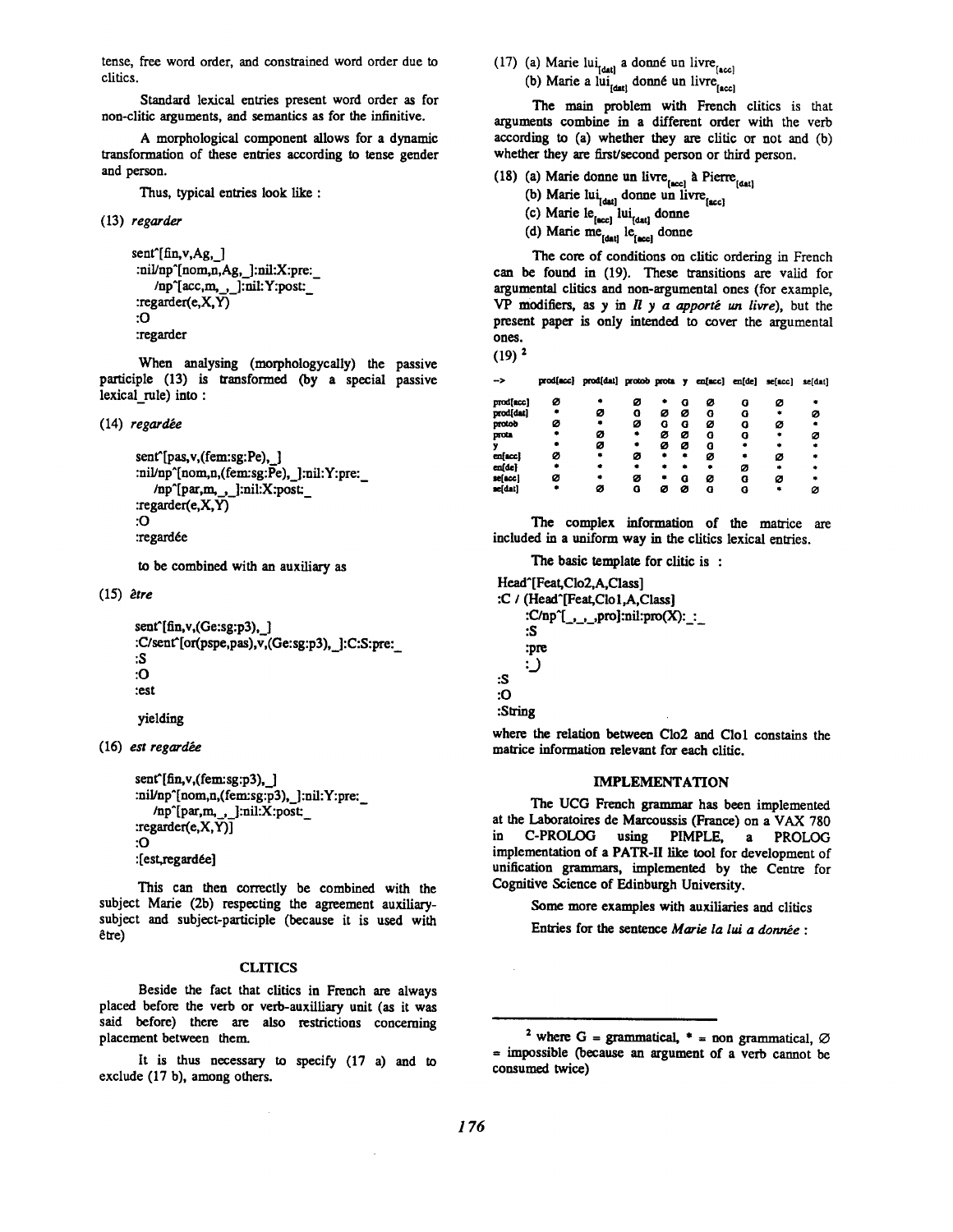tense, free word order, and constrained word order due to clitics.

Standard lexical entries present word order as for non-clitic arguments, and semantics as for the infinitive.

A morphological component allows for a dynamic transformation of these entries according to tense gender and person.

Thus, typical entries look like :

(13) *regarder*

```
sent^[fin,v,Ag,_]
:nil/np^[nom,n,Ag,_]:nil:X:pre:_
   /np^[acc,m,_,_]:nil:Y:post:_
:regarder(e,X,Y)
:O
:regarder
```

When analysing (morphologycally) the passive participle (13) is transformed (by a special passive lexical_rule) into :

(14) *regardée*

```
sent^[pas,v,(fem:sg:Pe),_]
:nil/np^[nom,n,(fem:sg:Pe),_]:nil:Y:pre:_
   /np^[par,m,_,_]:nil:X:post:_
:regarder(e,X,Y)
:O
:regardée
```

to be combined with an auxiliary as

(15) *être*

```
sent^[fin,v,(Ge:sg:p3),_]
:C/sent^[or(pspe,pas),v,(Ge:sg:p3),_]:C:S:pre:_
:S
:O
:est
```

yielding

(16) *est regardée*

```
sent^[fin,v,(fem:sg:p3),_]
:nil/np^[nom,n,(fem:sg:p3),_]:nil:Y:pre:_
   /np^[par,m,_,_]:nil:X:post:_
:regarder(e,X,Y)]
:O
:[est,regardée]
```

This can then correctly be combined with the subject Marie (2b) respecting the agreement auxiliary-subject and subject-participle (because it is used with être)

## CLITICS

Beside the fact that clitics in French are always placed before the verb or verb-auxilliary unit (as it was said before) there are also restrictions concerning placement between them.

It is thus necessary to specify (17 a) and to exclude (17 b), among others.

(17) (a) Marie $lui_{[dat]}$ a donné un $livre_{[acc]}$

(b) Marie a $lui_{[dat]}$ donné un $livre_{[acc]}$

The main problem with French clitics is that arguments combine in a different order with the verb according to (a) whether they are clitic or not and (b) whether they are first/second person or third person.

(18) (a) Marie donne un $livre_{[acc]}$ à $Pierre_{[dat]}$

(b) Marie $lui_{[dat]}$ donne un $livre_{[acc]}$

(c) Marie $le_{[acc]}$ $lui_{[dat]}$ donne

(d) Marie $me_{[dat]}$ $le_{[acc]}$ donne

The core of conditions on clitic ordering in French can be found in (19). These transitions are valid for argumental clitics and non-argumental ones (for example, VP modifiers, as *y* in *Il y a apporté un livre*), but the present paper is only intended to cover the argumental ones.

(19) [2]

| --> | prod[acc] | prod[dat] | protob | prota | y | en[acc] | en[de] | se[acc] | se[dat] |
|---|---|---|---|---|---|---|---|---|---|
| prod[acc] | Ø | * | Ø | * | G | Ø | G | Ø | * |
| prod[dat] | * | Ø | G | Ø | Ø | G | G | * | Ø |
| protob | Ø | * | Ø | G | G | Ø | G | Ø | * |
| prota | * | Ø | * | Ø | Ø | G | G | * | Ø |
| y | * | Ø | * | Ø | Ø | G | * | * | * |
| en[acc] | Ø | * | Ø | * | * | Ø | * | Ø | * |
| en[de] | * | * | * | * | * | * | Ø | * | * |
| se[acc] | Ø | * | Ø | * | G | Ø | G | Ø | * |
| se[dat] | * | Ø | G | Ø | Ø | G | G | * | Ø |

The complex information of the matrice are included in a uniform way in the clitics lexical entries.

The basic template for clitic is :

```
Head^[Feat,Clo2,A,Class]
:C / (Head^[Feat,Clo1,A,Class]
    :C/np^[_,_,_,pro]:nil:pro(X):_:_
    :S
    :pre
    :_)
:S
:O
:String
```

where the relation between Clo2 and Clo1 constains the matrice information relevant for each clitic.

## IMPLEMENTATION

The UCG French grammar has been implemented at the Laboratoires de Marcoussis (France) on a VAX 780 in C-PROLOG using PIMPLE, a PROLOG implementation of a PATR-II like tool for development of unification grammars, implemented by the Centre for Cognitive Science of Edinburgh University.

Some more examples with auxiliaries and clitics

Entries for the sentence *Marie la lui a donnée* :

---

[2] where G = grammatical, * = non grammatical, Ø = impossible (because an argument of a verb cannot be consumed twice)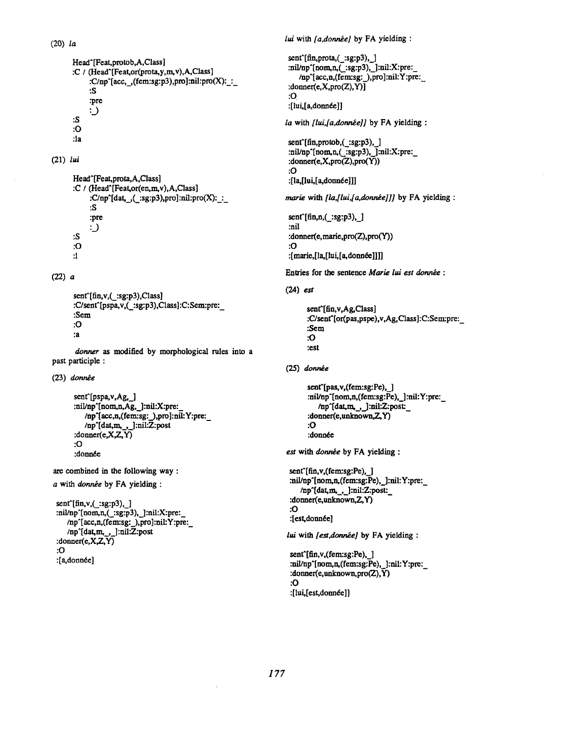(20) *la*

```
Head^[Feat,protob,A,Class]
:C / (Head^[Feat,or(prota,y,m,v),A,Class]
      :C/np^[acc,_,(fem:sg:p3),pro]:nil:pro(X):_:_
      :S
      :pre
      :_)
:S
:O
:la
```

(21) *lui*

```
Head^[Feat,prota,A,Class]
:C / (Head^[Feat,or(en,m,v),A,Class]
      :C/np^[dat,_,(_:sg:p3),pro]:nil:pro(X):_:_
      :S
      :pre
      :_)
:S
:O
:l
```

(22) *a*

```
sent^[fin,v,(_:sg:p3),Class]
:C/sent^[pspa,v,(_:sg:p3),Class]:C:Sem:pre:_
:Sem
:O
:a
```

*donner* as modified by morphological rules into a past participle :

(23) *donnée*

```
sent^[pspa,v,Ag,_]
:nil/np^[nom,n,Ag,_]:nil:X:pre:_
   /np^[acc,n,(fem:sg:_),pro]:nil:Y:pre:_
   /np^[dat,m,_,_]:nil:Z:post
:donner(e,X,Z,Y)
:O
:donnée
```

are combined in the following way :

*a* with *donnée* by FA yielding :

```
sent^[fin,v,(_:sg:p3),_]
:nil/np^[nom,n,(_:sg:p3),_]:nil:X:pre:_
   /np^[acc,n,(fem:sg:_),pro]:nil:Y:pre:_
   /np^[dat,m,_,_]:nil:Z:post
:donner(e,X,Z,Y)
:O
:[a,donnée]
```

*lui* with *[a,donnée]* by FA yielding :

```
sent^[fin,prota,(_:sg:p3),_]
:nil/np^[nom,n,(_:sg:p3),_]:nil:X:pre:_
   /np^[acc,n,(fem:sg:_),pro]:nil:Y:pre:_
:donner(e,X,pro(Z),Y)]
:O
:[lui,[a,donnée]]
```

*la* with *[lui,[a,donnée]]* by FA yielding :

```
sent^[fin,protob,(_:sg:p3),_]
:nil/np^[nom,n,(_:sg:p3),_]:nil:X:pre:_
:donner(e,X,pro(Z),pro(Y))
:O
:[la,[lui,[a,donnée]]]
```

*marie* with *[la,[lui,[a,donnée]]]* by FA yielding :

```
sent^[fin,n,(_:sg:p3),_]
:nil
:donner(e,marie,pro(Z),pro(Y))
:O
:[marie,[la,[lui,[a,donnée]]]]
```

Entries for the sentence *Marie lui est donnée* :

(24) *est*

```
sent^[fin,v,Ag,Class]
:C/sent^[or(pas,pspe),v,Ag,Class]:C:Sem:pre:_
:Sem
:O
:est
```

(25) *donnée*

```
sent^[pas,v,(fem:sg:Pe),_]
:nil/np^[nom,n,(fem:sg:Pe),_]:nil:Y:pre:_
   /np^[dat,m,_,_]:nil:Z:post:_
:donner(e,unknown,Z,Y)
:O
:donnée
```

*est* with *donnée* by FA yielding :

```
sent^[fin,v,(fem:sg:Pe),_]
:nil/np^[nom,n,(fem:sg:Pe),_]:nil:Y:pre:_
   /np^[dat,m,_,_]:nil:Z:post:_
:donner(e,unknown,Z,Y)
:O
:[est,donnée]
```

*lui* with *[est,donnée]* by FA yielding :

```
sent^[fin,v,(fem:sg:Pe),_]
:nil/np^[nom,n,(fem:sg:Pe),_]:nil:Y:pre:_
:donner(e,unknown,pro(Z),Y)
:O
:[lui,[est,donnée]]
```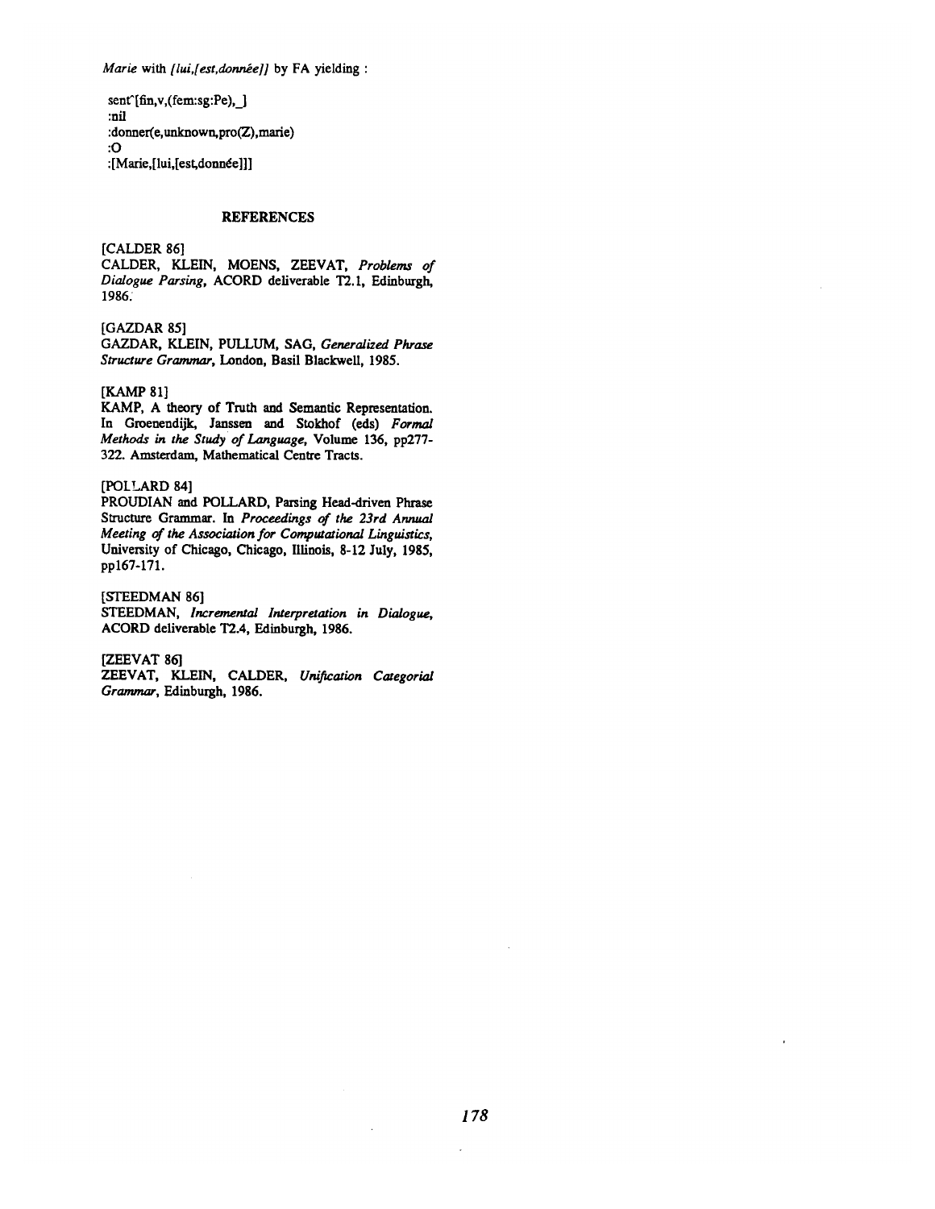*Marie* with *[lui,[est,donnée]]* by FA yielding :

```
sent^[fin,v,(fem:sg:Pe),_]
:nil
:donner(e,unknown,pro(Z),marie)
:O
:[Marie,[lui,[est,donnée]]]
```

## REFERENCES

[CALDER 86]
CALDER, KLEIN, MOENS, ZEEVAT, *Problems of Dialogue Parsing*, ACORD deliverable T2.1, Edinburgh, 1986.

[GAZDAR 85]
GAZDAR, KLEIN, PULLUM, SAG, *Generalized Phrase Structure Grammar*, London, Basil Blackwell, 1985.

[KAMP 81]
KAMP, A theory of Truth and Semantic Representation. In Groenendijk, Janssen and Stokhof (eds) *Formal Methods in the Study of Language*, Volume 136, pp277-322. Amsterdam, Mathematical Centre Tracts.

[POLLARD 84]
PROUDIAN and POLLARD, Parsing Head-driven Phrase Structure Grammar. In *Proceedings of the 23rd Annual Meeting of the Association for Computational Linguistics*, University of Chicago, Chicago, Illinois, 8-12 July, 1985, pp167-171.

[STEEDMAN 86]
STEEDMAN, *Incremental Interpretation in Dialogue*, ACORD deliverable T2.4, Edinburgh, 1986.

[ZEEVAT 86]
ZEEVAT, KLEIN, CALDER, *Unification Categorial Grammar*, Edinburgh, 1986.